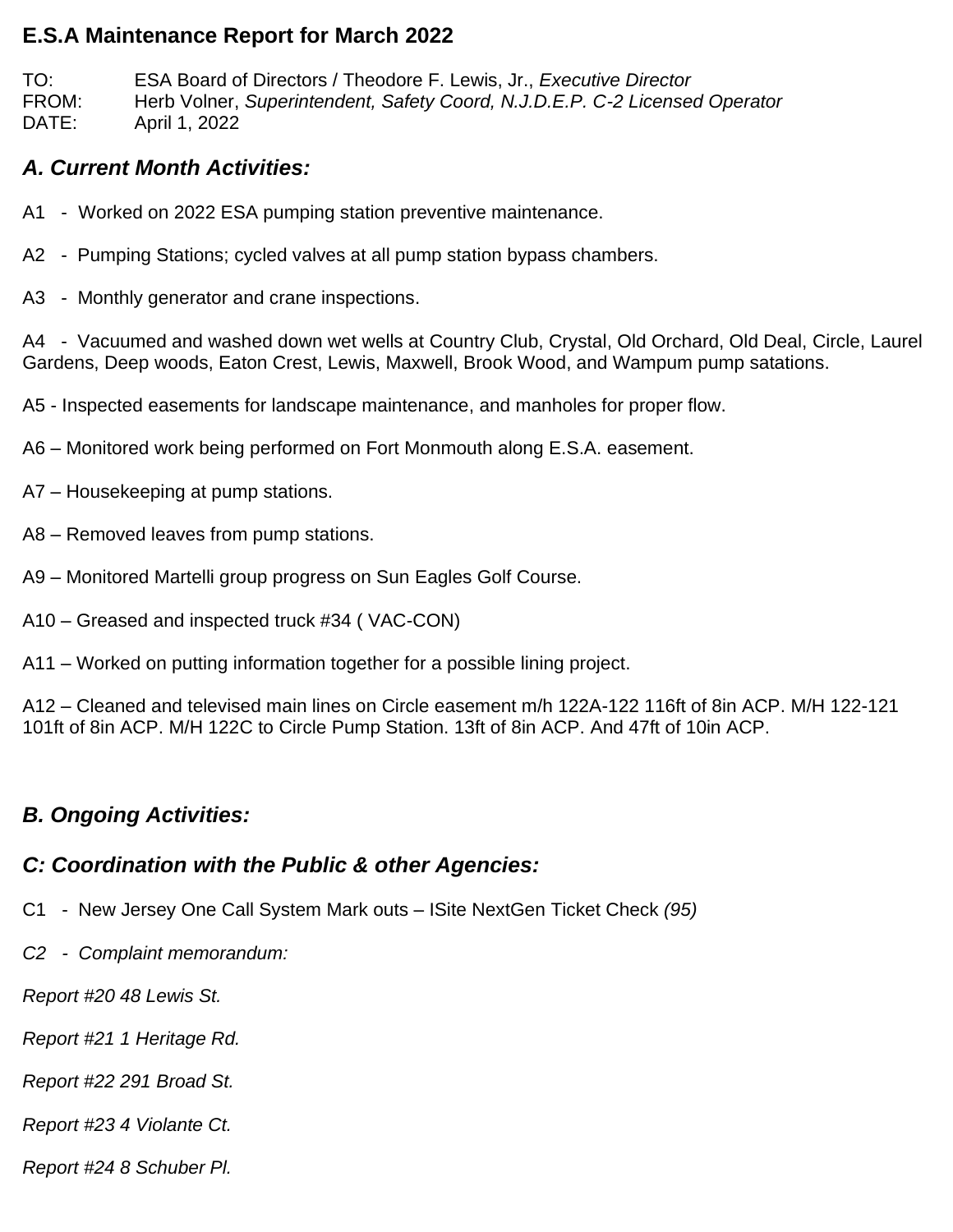# E.S.A Maintenance Report for March 2022

TO: ESA Board of Directors / Theodore F. Lewis, Jr., *Executive Director*
FROM: Herb Volner, *Superintendent, Safety Coord, N.J.D.E.P. C-2 Licensed Operator*
DATE: April 1, 2022

## *A. Current Month Activities:*

A1 - Worked on 2022 ESA pumping station preventive maintenance.

A2 - Pumping Stations; cycled valves at all pump station bypass chambers.

A3 - Monthly generator and crane inspections.

A4 - Vacuumed and washed down wet wells at Country Club, Crystal, Old Orchard, Old Deal, Circle, Laurel Gardens, Deep woods, Eaton Crest, Lewis, Maxwell, Brook Wood, and Wampum pump satations.

A5 - Inspected easements for landscape maintenance, and manholes for proper flow.

A6 – Monitored work being performed on Fort Monmouth along E.S.A. easement.

A7 – Housekeeping at pump stations.

A8 – Removed leaves from pump stations.

A9 – Monitored Martelli group progress on Sun Eagles Golf Course.

A10 – Greased and inspected truck #34 ( VAC-CON)

A11 – Worked on putting information together for a possible lining project.

A12 – Cleaned and televised main lines on Circle easement m/h 122A-122 116ft of 8in ACP. M/H 122-121 101ft of 8in ACP. M/H 122C to Circle Pump Station. 13ft of 8in ACP. And 47ft of 10in ACP.

## *B. Ongoing Activities:*

## *C: Coordination with the Public & other Agencies:*

C1 - New Jersey One Call System Mark outs – ISite NextGen Ticket Check *(95)*

*C2 - Complaint memorandum:*

*Report #20 48 Lewis St.*

*Report #21 1 Heritage Rd.*

*Report #22 291 Broad St.*

*Report #23 4 Violante Ct.*

*Report #24 8 Schuber Pl.*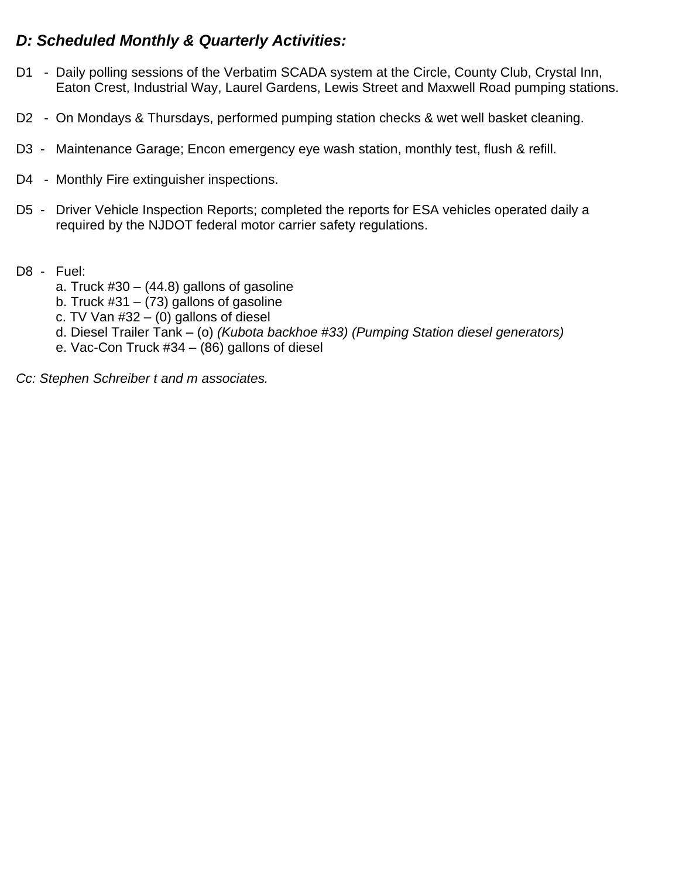### *D: Scheduled Monthly & Quarterly Activities:*

D1 - Daily polling sessions of the Verbatim SCADA system at the Circle, County Club, Crystal Inn, Eaton Crest, Industrial Way, Laurel Gardens, Lewis Street and Maxwell Road pumping stations.

D2 - On Mondays & Thursdays, performed pumping station checks & wet well basket cleaning.

D3 - Maintenance Garage; Encon emergency eye wash station, monthly test, flush & refill.

D4 - Monthly Fire extinguisher inspections.

D5 - Driver Vehicle Inspection Reports; completed the reports for ESA vehicles operated daily a required by the NJDOT federal motor carrier safety regulations.

D8 - Fuel:

a. Truck #30 – (44.8) gallons of gasoline
b. Truck #31 – (73) gallons of gasoline
c. TV Van #32 – (0) gallons of diesel
d. Diesel Trailer Tank – (o) *(Kubota backhoe #33) (Pumping Station diesel generators)*
e. Vac-Con Truck #34 – (86) gallons of diesel

*Cc: Stephen Schreiber t and m associates.*